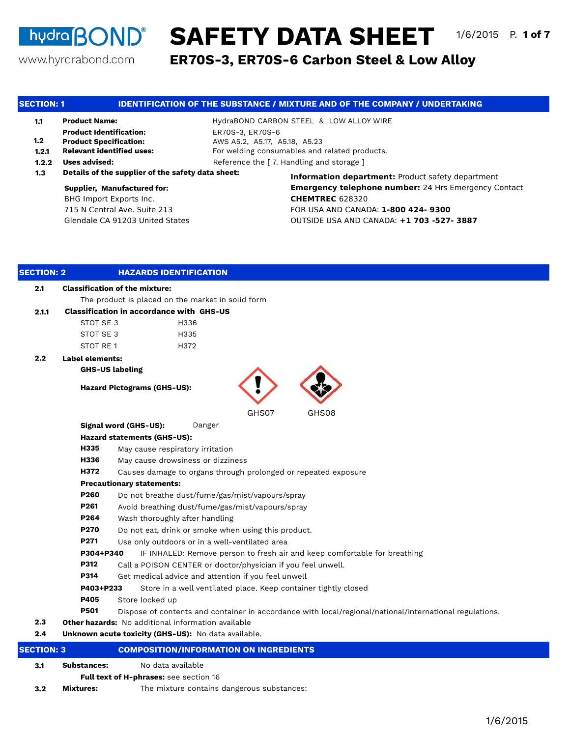hydraBOND®
www.hyrdrabond.com

# SAFETY DATA SHEET

1/6/2015

## ER70S-3, ER70S-6 Carbon Steel & Low Alloy

## SECTION: 1 IDENTIFICATION OF THE SUBSTANCE / MIXTURE AND OF THE COMPANY / UNDERTAKING

**1.1 Product Name:** HydraBOND CARBON STEEL & LOW ALLOY WIRE

**Product Identification:** ER70S-3, ER70S-6

**1.2 Product Specification:** AWS A5.2, A5.17, A5.18, A5.23

**1.2.1 Relevant identified uses:** For welding consumables and related products.

**1.2.2 Uses advised:** Reference the [ 7. Handling and storage ]

**1.3 Details of the supplier of the safety data sheet:**

**Supplier, Manufactured for:**
BHG Import Exports Inc.
715 N Central Ave. Suite 213
Glendale CA 91203 United States

**Information department:** Product safety department
**Emergency telephone number:** 24 Hrs Emergency Contact
**CHEMTREC** 628320
FOR USA AND CANADA: **1-800 424- 9300**
OUTSIDE USA AND CANADA: **+1 703 -527- 3887**

## SECTION: 2 HAZARDS IDENTIFICATION

**2.1 Classification of the mixture:**

The product is placed on the market in solid form

**2.1.1 Classification in accordance with GHS-US**

| | |
|---|---|
| STOT SE 3 | H336 |
| STOT SE 3 | H335 |
| STOT RE 1 | H372 |

**2.2 Label elements:**

**GHS-US labeling**

**Hazard Pictograms (GHS-US):** GHS07 GHS08

**Signal word (GHS-US):** Danger

**Hazard statements (GHS-US):**

- **H335** May cause respiratory irritation
- **H336** May cause drowsiness or dizziness
- **H372** Causes damage to organs through prolonged or repeated exposure

**Precautionary statements:**

- **P260** Do not breathe dust/fume/gas/mist/vapours/spray
- **P261** Avoid breathing dust/fume/gas/mist/vapours/spray
- **P264** Wash thoroughly after handling
- **P270** Do not eat, drink or smoke when using this product.
- **P271** Use only outdoors or in a well-ventilated area
- **P304+P340** IF INHALED: Remove person to fresh air and keep comfortable for breathing
- **P312** Call a POISON CENTER or doctor/physician if you feel unwell.
- **P314** Get medical advice and attention if you feel unwell
- **P403+P233** Store in a well ventilated place. Keep container tightly closed
- **P405** Store locked up
- **P501** Dispose of contents and container in accordance with local/regional/national/international regulations.

**2.3 Other hazards:** No additional information available

**2.4 Unknown acute toxicity (GHS-US):** No data available.

## SECTION: 3 COMPOSITION/INFORMATION ON INGREDIENTS

**3.1 Substances:** No data available

**Full text of H-phrases:** see section 16

**3.2 Mixtures:** The mixture contains dangerous substances: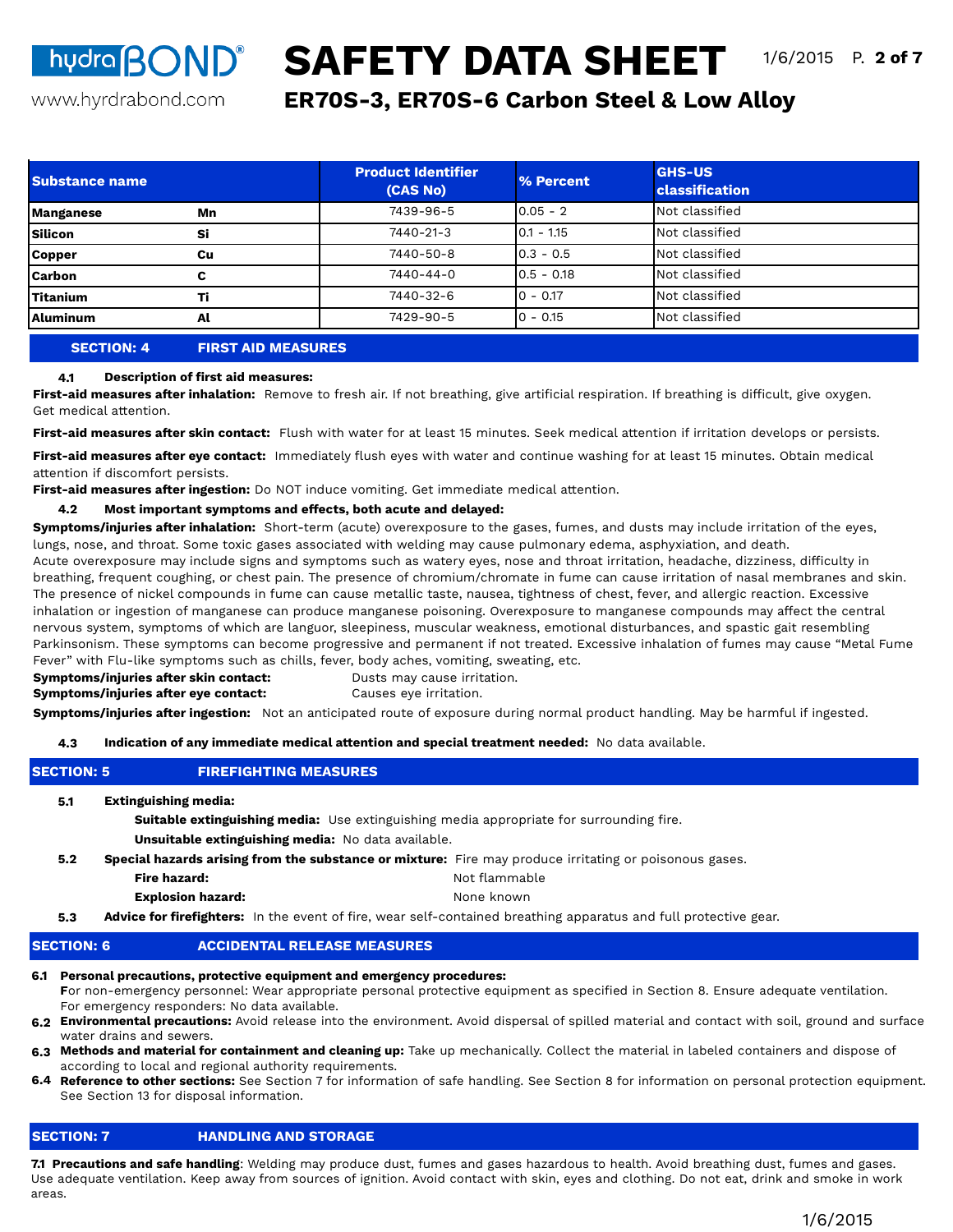| Substance name | | Product Identifier (CAS No) | % Percent | GHS-US classification |
|---|---|---|---|---|
| Manganese | Mn | 7439-96-5 | 0.05 - 2 | Not classified |
| Silicon | Si | 7440-21-3 | 0.1 - 1.15 | Not classified |
| Copper | Cu | 7440-50-8 | 0.3 - 0.5 | Not classified |
| Carbon | C | 7440-44-0 | 0.5 - 0.18 | Not classified |
| Titanium | Ti | 7440-32-6 | 0 - 0.17 | Not classified |
| Aluminum | Al | 7429-90-5 | 0 - 0.15 | Not classified |

## SECTION: 4 FIRST AID MEASURES

**4.1 Description of first aid measures:**

**First-aid measures after inhalation:** Remove to fresh air. If not breathing, give artificial respiration. If breathing is difficult, give oxygen. Get medical attention.

**First-aid measures after skin contact:** Flush with water for at least 15 minutes. Seek medical attention if irritation develops or persists.

**First-aid measures after eye contact:** Immediately flush eyes with water and continue washing for at least 15 minutes. Obtain medical attention if discomfort persists.

**First-aid measures after ingestion:** Do NOT induce vomiting. Get immediate medical attention.

**4.2 Most important symptoms and effects, both acute and delayed:**

**Symptoms/injuries after inhalation:** Short-term (acute) overexposure to the gases, fumes, and dusts may include irritation of the eyes, lungs, nose, and throat. Some toxic gases associated with welding may cause pulmonary edema, asphyxiation, and death. Acute overexposure may include signs and symptoms such as watery eyes, nose and throat irritation, headache, dizziness, difficulty in breathing, frequent coughing, or chest pain. The presence of chromium/chromate in fume can cause irritation of nasal membranes and skin. The presence of nickel compounds in fume can cause metallic taste, nausea, tightness of chest, fever, and allergic reaction. Excessive inhalation or ingestion of manganese can produce manganese poisoning. Overexposure to manganese compounds may affect the central nervous system, symptoms of which are languor, sleepiness, muscular weakness, emotional disturbances, and spastic gait resembling Parkinsonism. These symptoms can become progressive and permanent if not treated. Excessive inhalation of fumes may cause “Metal Fume Fever” with Flu-like symptoms such as chills, fever, body aches, vomiting, sweating, etc.

**Symptoms/injuries after skin contact:** Dusts may cause irritation.

**Symptoms/injuries after eye contact:** Causes eye irritation.

**Symptoms/injuries after ingestion:** Not an anticipated route of exposure during normal product handling. May be harmful if ingested.

**4.3 Indication of any immediate medical attention and special treatment needed:** No data available.

## SECTION: 5 FIREFIGHTING MEASURES

**5.1 Extinguishing media:**

**Suitable extinguishing media:** Use extinguishing media appropriate for surrounding fire.

**Unsuitable extinguishing media:** No data available.

**5.2 Special hazards arising from the substance or mixture:** Fire may produce irritating or poisonous gases.

**Fire hazard:** Not flammable

**Explosion hazard:** None known

**5.3 Advice for firefighters:** In the event of fire, wear self-contained breathing apparatus and full protective gear.

## SECTION: 6 ACCIDENTAL RELEASE MEASURES

**6.1 Personal precautions, protective equipment and emergency procedures:**
For non-emergency personnel: Wear appropriate personal protective equipment as specified in Section 8. Ensure adequate ventilation.
For emergency responders: No data available.

**6.2 Environmental precautions:** Avoid release into the environment. Avoid dispersal of spilled material and contact with soil, ground and surface water drains and sewers.

**6.3 Methods and material for containment and cleaning up:** Take up mechanically. Collect the material in labeled containers and dispose of according to local and regional authority requirements.

**6.4 Reference to other sections:** See Section 7 for information of safe handling. See Section 8 for information on personal protection equipment. See Section 13 for disposal information.

## SECTION: 7 HANDLING AND STORAGE

**7.1 Precautions and safe handling**: Welding may produce dust, fumes and gases hazardous to health. Avoid breathing dust, fumes and gases. Use adequate ventilation. Keep away from sources of ignition. Avoid contact with skin, eyes and clothing. Do not eat, drink and smoke in work areas.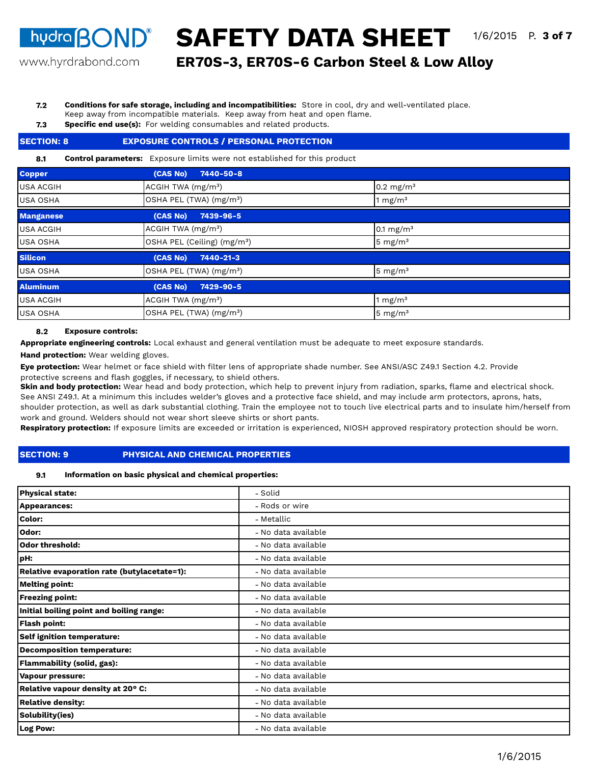**7.2 Conditions for safe storage, including and incompatibilities:** Store in cool, dry and well-ventilated place. Keep away from incompatible materials. Keep away from heat and open flame.

**7.3 Specific end use(s):** For welding consumables and related products.

## SECTION: 8 EXPOSURE CONTROLS / PERSONAL PROTECTION

**8.1 Control parameters:** Exposure limits were not established for this product

| **Copper** | **(CAS No) 7440-50-8** | |
|---|---|---|
| USA ACGIH | ACGIH TWA (mg/m³) | 0.2 mg/m³ |
| USA OSHA | OSHA PEL (TWA) (mg/m³) | 1 mg/m³ |
| **Manganese** | **(CAS No) 7439-96-5** | |
| USA ACGIH | ACGIH TWA (mg/m³) | 0.1 mg/m³ |
| USA OSHA | OSHA PEL (Ceiling) (mg/m³) | 5 mg/m³ |
| **Silicon** | **(CAS No) 7440-21-3** | |
| USA OSHA | OSHA PEL (TWA) (mg/m³) | 5 mg/m³ |
| **Aluminum** | **(CAS No) 7429-90-5** | |
| USA ACGIH | ACGIH TWA (mg/m³) | 1 mg/m³ |
| USA OSHA | OSHA PEL (TWA) (mg/m³) | 5 mg/m³ |

**8.2 Exposure controls:**

**Appropriate engineering controls:** Local exhaust and general ventilation must be adequate to meet exposure standards.

**Hand protection:** Wear welding gloves.

**Eye protection:** Wear helmet or face shield with filter lens of appropriate shade number. See ANSI/ASC Z49.1 Section 4.2. Provide protective screens and flash goggles, if necessary, to shield others.

**Skin and body protection:** Wear head and body protection, which help to prevent injury from radiation, sparks, flame and electrical shock. See ANSI Z49.1. At a minimum this includes welder's gloves and a protective face shield, and may include arm protectors, aprons, hats, shoulder protection, as well as dark substantial clothing. Train the employee not to touch live electrical parts and to insulate him/herself from work and ground. Welders should not wear short sleeve shirts or short pants.

**Respiratory protection:** If exposure limits are exceeded or irritation is experienced, NIOSH approved respiratory protection should be worn.

## SECTION: 9 PHYSICAL AND CHEMICAL PROPERTIES

**9.1 Information on basic physical and chemical properties:**

| | |
|---|---|
| **Physical state:** | - Solid |
| **Appearances:** | - Rods or wire |
| **Color:** | - Metallic |
| **Odor:** | - No data available |
| **Odor threshold:** | - No data available |
| **pH:** | - No data available |
| **Relative evaporation rate (butylacetate=1):** | - No data available |
| **Melting point:** | - No data available |
| **Freezing point:** | - No data available |
| **Initial boiling point and boiling range:** | - No data available |
| **Flash point:** | - No data available |
| **Self ignition temperature:** | - No data available |
| **Decomposition temperature:** | - No data available |
| **Flammability (solid, gas):** | - No data available |
| **Vapour pressure:** | - No data available |
| **Relative vapour density at 20° C:** | - No data available |
| **Relative density:** | - No data available |
| **Solubility(ies)** | - No data available |
| **Log Pow:** | - No data available |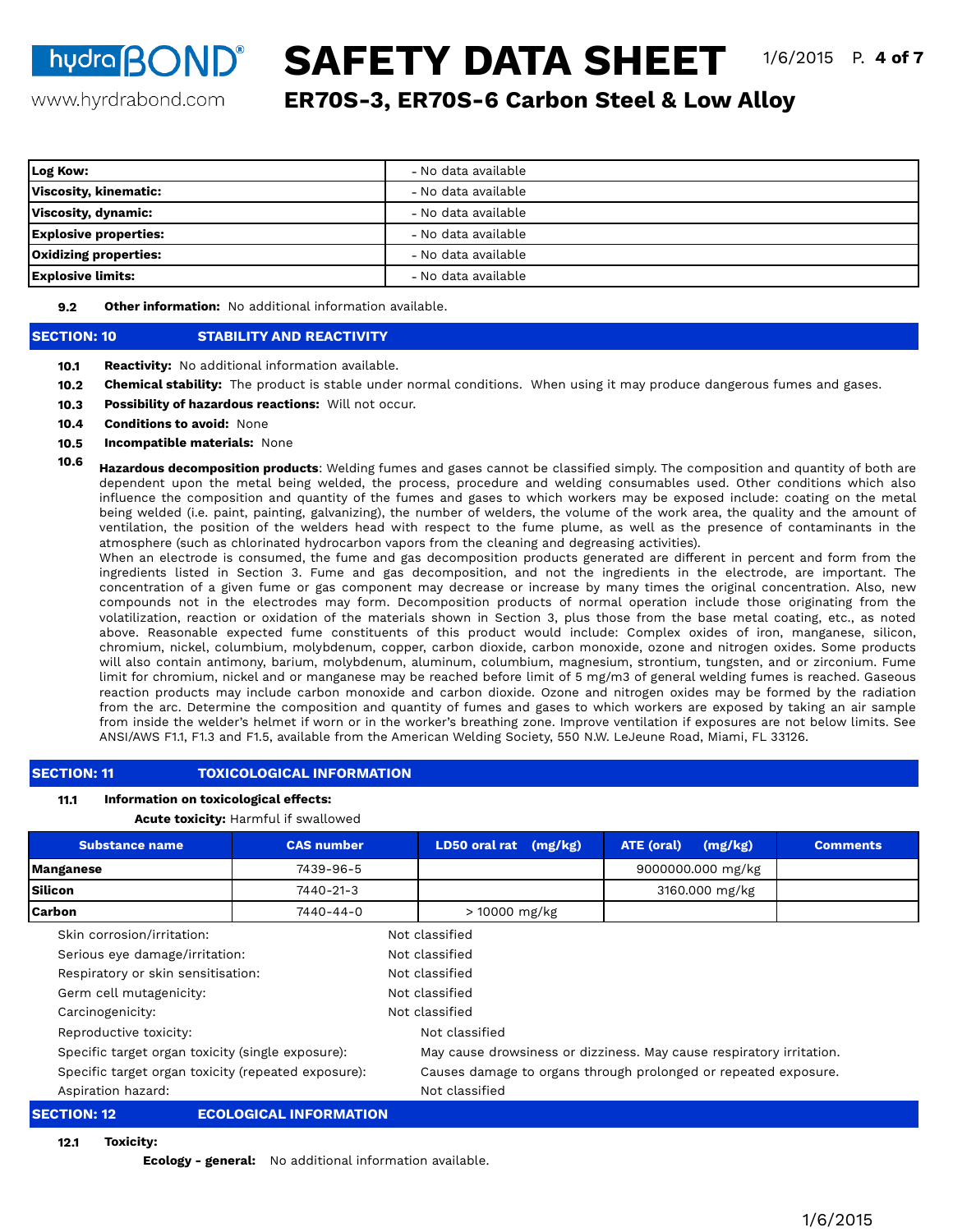| Log Kow: | - No data available |
|---|---|
| Viscosity, kinematic: | - No data available |
| Viscosity, dynamic: | - No data available |
| Explosive properties: | - No data available |
| Oxidizing properties: | - No data available |
| Explosive limits: | - No data available |

**9.2** **Other information:** No additional information available.

## SECTION: 10 STABILITY AND REACTIVITY

**10.1** **Reactivity:** No additional information available.

**10.2** **Chemical stability:** The product is stable under normal conditions. When using it may produce dangerous fumes and gases.

**10.3** **Possibility of hazardous reactions:** Will not occur.

**10.4** **Conditions to avoid:** None

**10.5** **Incompatible materials:** None

**10.6** **Hazardous decomposition products**: Welding fumes and gases cannot be classified simply. The composition and quantity of both are dependent upon the metal being welded, the process, procedure and welding consumables used. Other conditions which also influence the composition and quantity of the fumes and gases to which workers may be exposed include: coating on the metal being welded (i.e. paint, painting, galvanizing), the number of welders, the volume of the work area, the quality and the amount of ventilation, the position of the welders head with respect to the fume plume, as well as the presence of contaminants in the atmosphere (such as chlorinated hydrocarbon vapors from the cleaning and degreasing activities).
When an electrode is consumed, the fume and gas decomposition products generated are different in percent and form from the ingredients listed in Section 3. Fume and gas decomposition, and not the ingredients in the electrode, are important. The concentration of a given fume or gas component may decrease or increase by many times the original concentration. Also, new compounds not in the electrodes may form. Decomposition products of normal operation include those originating from the volatilization, reaction or oxidation of the materials shown in Section 3, plus those from the base metal coating, etc., as noted above. Reasonable expected fume constituents of this product would include: Complex oxides of iron, manganese, silicon, chromium, nickel, columbium, molybdenum, copper, carbon dioxide, carbon monoxide, ozone and nitrogen oxides. Some products will also contain antimony, barium, molybdenum, aluminum, columbium, magnesium, strontium, tungsten, and or zirconium. Fume limit for chromium, nickel and or manganese may be reached before limit of 5 mg/m3 of general welding fumes is reached. Gaseous reaction products may include carbon monoxide and carbon dioxide. Ozone and nitrogen oxides may be formed by the radiation from the arc. Determine the composition and quantity of fumes and gases to which workers are exposed by taking an air sample from inside the welder's helmet if worn or in the worker's breathing zone. Improve ventilation if exposures are not below limits. See ANSI/AWS F1.1, F1.3 and F1.5, available from the American Welding Society, 550 N.W. LeJeune Road, Miami, FL 33126.

## SECTION: 11 TOXICOLOGICAL INFORMATION

**11.1** **Information on toxicological effects:**

**Acute toxicity:** Harmful if swallowed

| Substance name | CAS number | LD50 oral rat (mg/kg) | ATE (oral) (mg/kg) | Comments |
|---|---|---|---|---|
| **Manganese** | 7439-96-5 | | 9000000.000 mg/kg | |
| **Silicon** | 7440-21-3 | | 3160.000 mg/kg | |
| **Carbon** | 7440-44-0 | > 10000 mg/kg | | |

Skin corrosion/irritation: Not classified

Serious eye damage/irritation: Not classified

Respiratory or skin sensitisation: Not classified

Germ cell mutagenicity: Not classified

Carcinogenicity: Not classified

Reproductive toxicity: Not classified

Specific target organ toxicity (single exposure): May cause drowsiness or dizziness. May cause respiratory irritation.

Specific target organ toxicity (repeated exposure): Causes damage to organs through prolonged or repeated exposure.

Aspiration hazard: Not classified

## SECTION: 12 ECOLOGICAL INFORMATION

**12.1** **Toxicity:**

**Ecology - general:** No additional information available.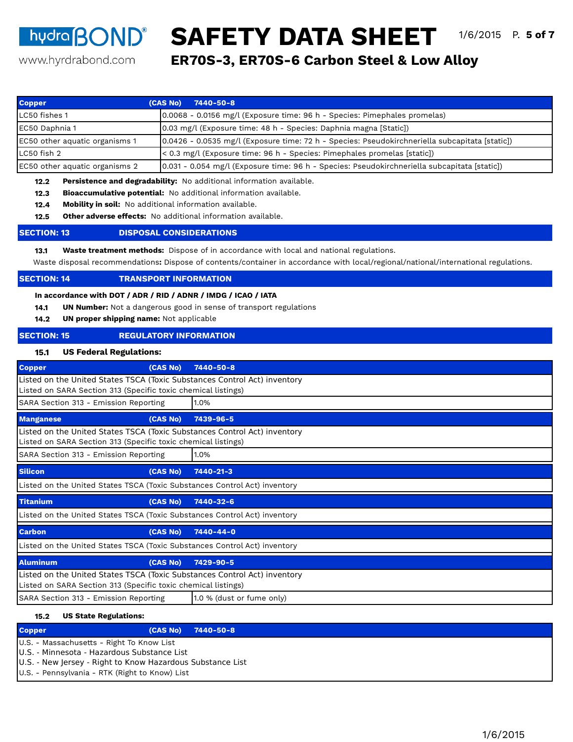| Copper (CAS No) 7440-50-8 | |
|---|---|
| LC50 fishes 1 | 0.0068 - 0.0156 mg/l (Exposure time: 96 h - Species: Pimephales promelas) |
| EC50 Daphnia 1 | 0.03 mg/l (Exposure time: 48 h - Species: Daphnia magna [Static]) |
| EC50 other aquatic organisms 1 | 0.0426 - 0.0535 mg/l (Exposure time: 72 h - Species: Pseudokirchneriella subcapitata [static]) |
| LC50 fish 2 | < 0.3 mg/l (Exposure time: 96 h - Species: Pimephales promelas [static]) |
| EC50 other aquatic organisms 2 | 0.031 - 0.054 mg/l (Exposure time: 96 h - Species: Pseudokirchneriella subcapitata [static]) |

**12.2 Persistence and degradability:** No additional information available.

**12.3 Bioaccumulative potential:** No additional information available.

**12.4 Mobility in soil:** No additional information available.

**12.5 Other adverse effects:** No additional information available.

## SECTION: 13 DISPOSAL CONSIDERATIONS

**13.1 Waste treatment methods:** Dispose of in accordance with local and national regulations.

Waste disposal recommendations**:** Dispose of contents/container in accordance with local/regional/national/international regulations.

## SECTION: 14 TRANSPORT INFORMATION

**In accordance with DOT / ADR / RID / ADNR / IMDG / ICAO / IATA**

**14.1 UN Number:** Not a dangerous good in sense of transport regulations

**14.2 UN proper shipping name:** Not applicable

## SECTION: 15 REGULATORY INFORMATION

### 15.1 US Federal Regulations:

| Copper (CAS No) 7440-50-8 | |
|---|---|
| Listed on the United States TSCA (Toxic Substances Control Act) inventory<br>Listed on SARA Section 313 (Specific toxic chemical listings) | |
| SARA Section 313 - Emission Reporting | 1.0% |

| Manganese (CAS No) 7439-96-5 | |
|---|---|
| Listed on the United States TSCA (Toxic Substances Control Act) inventory<br>Listed on SARA Section 313 (Specific toxic chemical listings) | |
| SARA Section 313 - Emission Reporting | 1.0% |

| Silicon (CAS No) 7440-21-3 |
|---|
| Listed on the United States TSCA (Toxic Substances Control Act) inventory |

| Titanium (CAS No) 7440-32-6 |
|---|
| Listed on the United States TSCA (Toxic Substances Control Act) inventory |

| Carbon (CAS No) 7440-44-0 |
|---|
| Listed on the United States TSCA (Toxic Substances Control Act) inventory |

| Aluminum (CAS No) 7429-90-5 | |
|---|---|
| Listed on the United States TSCA (Toxic Substances Control Act) inventory<br>Listed on SARA Section 313 (Specific toxic chemical listings) | |
| SARA Section 313 - Emission Reporting | 1.0 % (dust or fume only) |

### 15.2 US State Regulations:

| Copper (CAS No) 7440-50-8 |
|---|
| U.S. - Massachusetts - Right To Know List<br>U.S. - Minnesota - Hazardous Substance List<br>U.S. - New Jersey - Right to Know Hazardous Substance List<br>U.S. - Pennsylvania - RTK (Right to Know) List |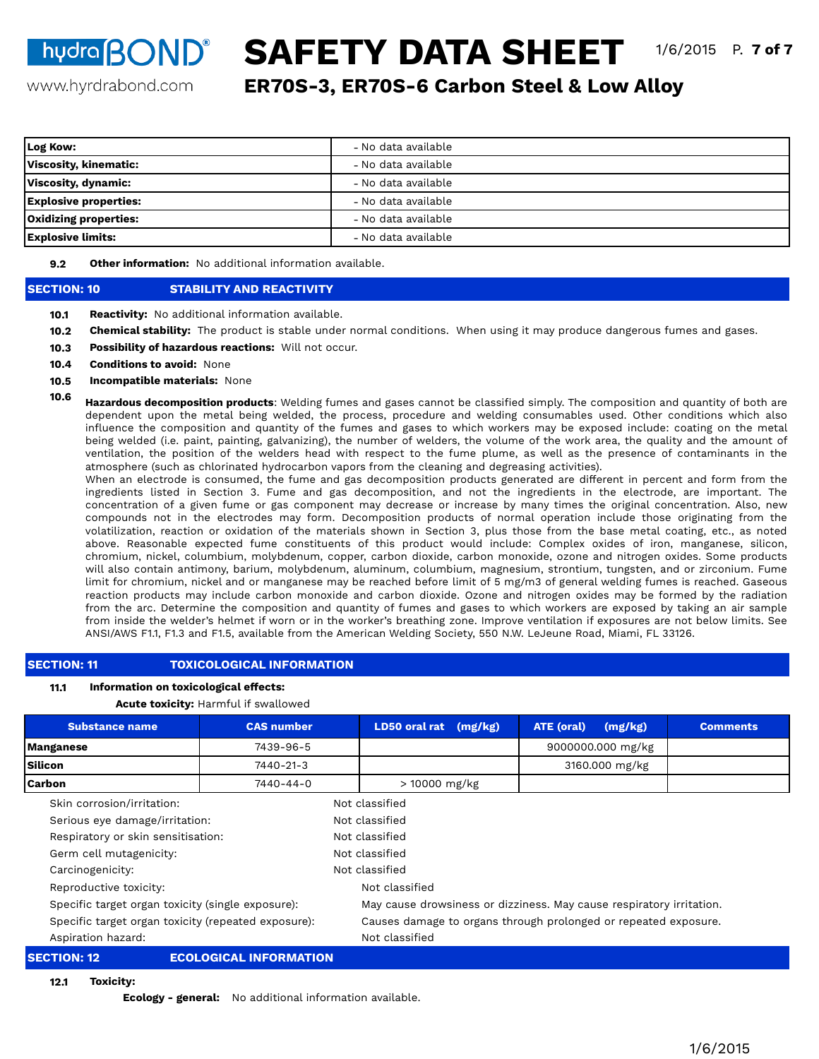| Log Kow: | - No data available |
|---|---|
| Viscosity, kinematic: | - No data available |
| Viscosity, dynamic: | - No data available |
| Explosive properties: | - No data available |
| Oxidizing properties: | - No data available |
| Explosive limits: | - No data available |

**9.2** **Other information:** No additional information available.

## SECTION: 10 STABILITY AND REACTIVITY

**10.1** **Reactivity:** No additional information available.

**10.2** **Chemical stability:** The product is stable under normal conditions. When using it may produce dangerous fumes and gases.

**10.3** **Possibility of hazardous reactions:** Will not occur.

**10.4** **Conditions to avoid:** None

**10.5** **Incompatible materials:** None

**10.6** **Hazardous decomposition products**: Welding fumes and gases cannot be classified simply. The composition and quantity of both are dependent upon the metal being welded, the process, procedure and welding consumables used. Other conditions which also influence the composition and quantity of the fumes and gases to which workers may be exposed include: coating on the metal being welded (i.e. paint, painting, galvanizing), the number of welders, the volume of the work area, the quality and the amount of ventilation, the position of the welders head with respect to the fume plume, as well as the presence of contaminants in the atmosphere (such as chlorinated hydrocarbon vapors from the cleaning and degreasing activities).
When an electrode is consumed, the fume and gas decomposition products generated are different in percent and form from the ingredients listed in Section 3. Fume and gas decomposition, and not the ingredients in the electrode, are important. The concentration of a given fume or gas component may decrease or increase by many times the original concentration. Also, new compounds not in the electrodes may form. Decomposition products of normal operation include those originating from the volatilization, reaction or oxidation of the materials shown in Section 3, plus those from the base metal coating, etc., as noted above. Reasonable expected fume constituents of this product would include: Complex oxides of iron, manganese, silicon, chromium, nickel, columbium, molybdenum, copper, carbon dioxide, carbon monoxide, ozone and nitrogen oxides. Some products will also contain antimony, barium, molybdenum, aluminum, columbium, magnesium, strontium, tungsten, and or zirconium. Fume limit for chromium, nickel and or manganese may be reached before limit of 5 mg/m3 of general welding fumes is reached. Gaseous reaction products may include carbon monoxide and carbon dioxide. Ozone and nitrogen oxides may be formed by the radiation from the arc. Determine the composition and quantity of fumes and gases to which workers are exposed by taking an air sample from inside the welder's helmet if worn or in the worker's breathing zone. Improve ventilation if exposures are not below limits. See ANSI/AWS F1.1, F1.3 and F1.5, available from the American Welding Society, 550 N.W. LeJeune Road, Miami, FL 33126.

## SECTION: 11 TOXICOLOGICAL INFORMATION

**11.1** **Information on toxicological effects:**

**Acute toxicity:** Harmful if swallowed

| Substance name | CAS number | LD50 oral rat (mg/kg) | ATE (oral) (mg/kg) | Comments |
|---|---|---|---|---|
| **Manganese** | 7439-96-5 | | 9000000.000 mg/kg | |
| **Silicon** | 7440-21-3 | | 3160.000 mg/kg | |
| **Carbon** | 7440-44-0 | > 10000 mg/kg | | |

Skin corrosion/irritation: Not classified
Serious eye damage/irritation: Not classified
Respiratory or skin sensitisation: Not classified
Germ cell mutagenicity: Not classified
Carcinogenicity: Not classified
Reproductive toxicity: Not classified
Specific target organ toxicity (single exposure): May cause drowsiness or dizziness. May cause respiratory irritation.
Specific target organ toxicity (repeated exposure): Causes damage to organs through prolonged or repeated exposure.
Aspiration hazard: Not classified

## SECTION: 12 ECOLOGICAL INFORMATION

**12.1** **Toxicity:**

**Ecology - general:** No additional information available.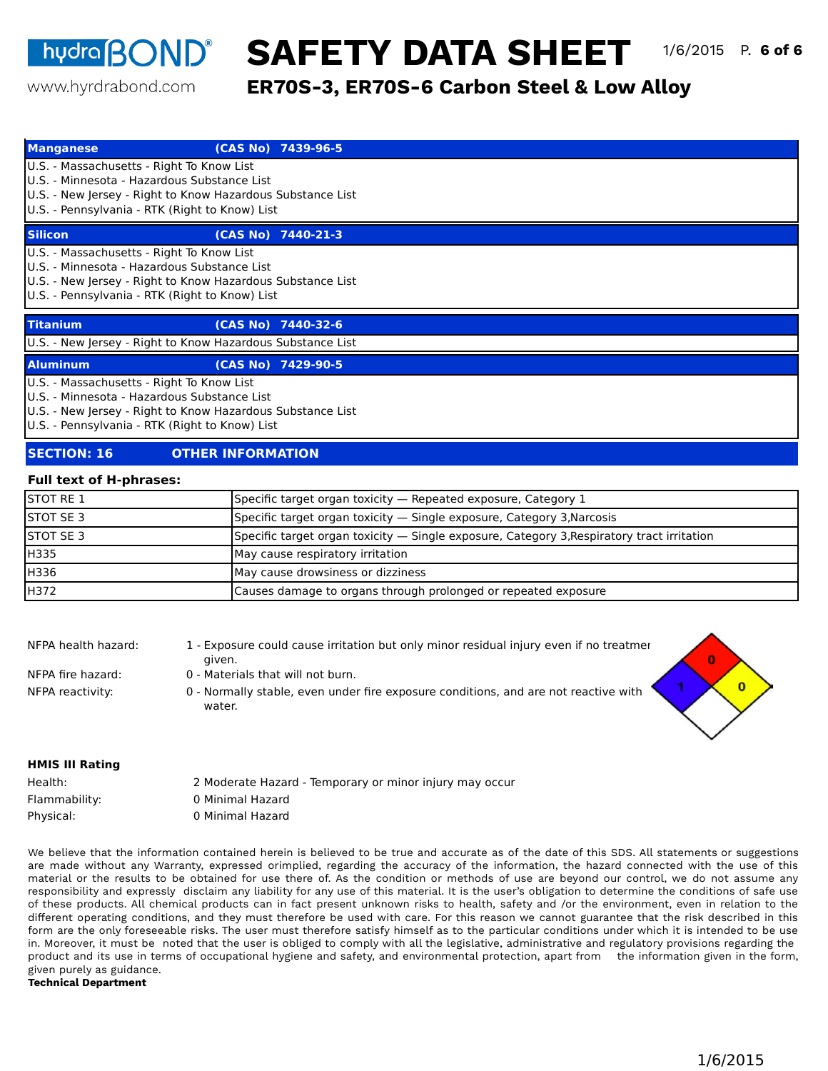| Manganese | (CAS No) 7439-96-5 |
|---|---|
| U.S. - Massachusetts - Right To Know List<br>U.S. - Minnesota - Hazardous Substance List<br>U.S. - New Jersey - Right to Know Hazardous Substance List<br>U.S. - Pennsylvania - RTK (Right to Know) List | |

| Silicon | (CAS No) 7440-21-3 |
|---|---|
| U.S. - Massachusetts - Right To Know List<br>U.S. - Minnesota - Hazardous Substance List<br>U.S. - New Jersey - Right to Know Hazardous Substance List<br>U.S. - Pennsylvania - RTK (Right to Know) List | |

| Titanium | (CAS No) 7440-32-6 |
|---|---|
| U.S. - New Jersey - Right to Know Hazardous Substance List | |

| Aluminum | (CAS No) 7429-90-5 |
|---|---|
| U.S. - Massachusetts - Right To Know List<br>U.S. - Minnesota - Hazardous Substance List<br>U.S. - New Jersey - Right to Know Hazardous Substance List<br>U.S. - Pennsylvania - RTK (Right to Know) List | |

## SECTION: 16 OTHER INFORMATION

**Full text of H-phrases:**

| | |
|---|---|
| STOT RE 1 | Specific target organ toxicity — Repeated exposure, Category 1 |
| STOT SE 3 | Specific target organ toxicity — Single exposure, Category 3,Narcosis |
| STOT SE 3 | Specific target organ toxicity — Single exposure, Category 3,Respiratory tract irritation |
| H335 | May cause respiratory irritation |
| H336 | May cause drowsiness or dizziness |
| H372 | Causes damage to organs through prolonged or repeated exposure |

NFPA health hazard: 1 - Exposure could cause irritation but only minor residual injury even if no treatment given.

NFPA fire hazard: 0 - Materials that will not burn.

NFPA reactivity: 0 - Normally stable, even under fire exposure conditions, and are not reactive with water.

0
1
0

**HMIS III Rating**

Health: 2 Moderate Hazard - Temporary or minor injury may occur

Flammability: 0 Minimal Hazard

Physical: 0 Minimal Hazard

We believe that the information contained herein is believed to be true and accurate as of the date of this SDS. All statements or suggestions are made without any Warranty, expressed orimplied, regarding the accuracy of the information, the hazard connected with the use of this material or the results to be obtained for use there of. As the condition or methods of use are beyond our control, we do not assume any responsibility and expressly disclaim any liability for any use of this material. It is the user's obligation to determine the conditions of safe use of these products. All chemical products can in fact present unknown risks to health, safety and /or the environment, even in relation to the different operating conditions, and they must therefore be used with care. For this reason we cannot guarantee that the risk described in this form are the only foreseeable risks. The user must therefore satisfy himself as to the particular conditions under which it is intended to be use in. Moreover, it must be noted that the user is obliged to comply with all the legislative, administrative and regulatory provisions regarding the product and its use in terms of occupational hygiene and safety, and environmental protection, apart from the information given in the form, given purely as guidance.

**Technical Department**